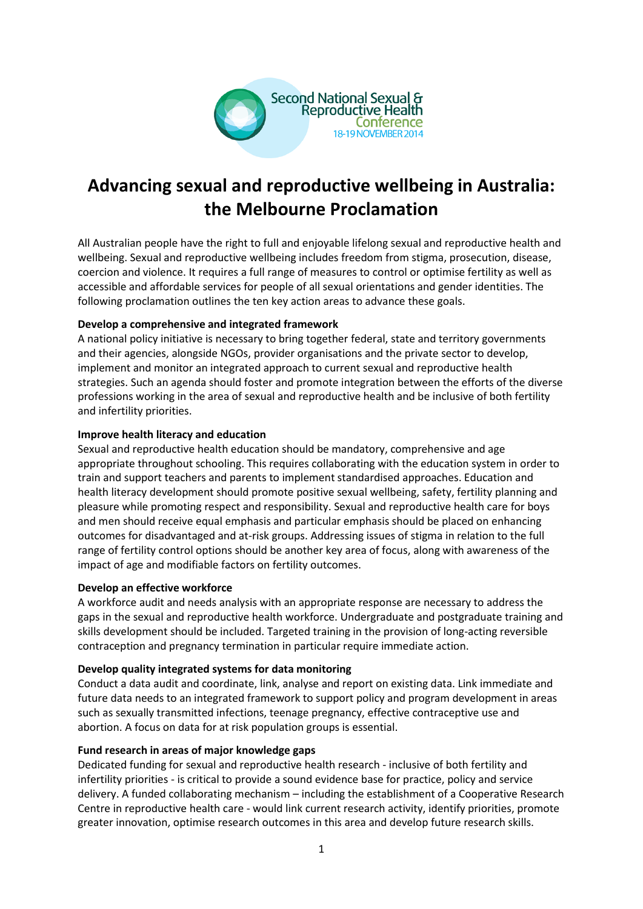Second National Sexual & Reproductive Health Conference
18-19 NOVEMBER 2014

# Advancing sexual and reproductive wellbeing in Australia: the Melbourne Proclamation

All Australian people have the right to full and enjoyable lifelong sexual and reproductive health and wellbeing. Sexual and reproductive wellbeing includes freedom from stigma, prosecution, disease, coercion and violence. It requires a full range of measures to control or optimise fertility as well as accessible and affordable services for people of all sexual orientations and gender identities. The following proclamation outlines the ten key action areas to advance these goals.

**Develop a comprehensive and integrated framework**

A national policy initiative is necessary to bring together federal, state and territory governments and their agencies, alongside NGOs, provider organisations and the private sector to develop, implement and monitor an integrated approach to current sexual and reproductive health strategies. Such an agenda should foster and promote integration between the efforts of the diverse professions working in the area of sexual and reproductive health and be inclusive of both fertility and infertility priorities.

**Improve health literacy and education**

Sexual and reproductive health education should be mandatory, comprehensive and age appropriate throughout schooling. This requires collaborating with the education system in order to train and support teachers and parents to implement standardised approaches. Education and health literacy development should promote positive sexual wellbeing, safety, fertility planning and pleasure while promoting respect and responsibility. Sexual and reproductive health care for boys and men should receive equal emphasis and particular emphasis should be placed on enhancing outcomes for disadvantaged and at-risk groups. Addressing issues of stigma in relation to the full range of fertility control options should be another key area of focus, along with awareness of the impact of age and modifiable factors on fertility outcomes.

**Develop an effective workforce**

A workforce audit and needs analysis with an appropriate response are necessary to address the gaps in the sexual and reproductive health workforce. Undergraduate and postgraduate training and skills development should be included. Targeted training in the provision of long-acting reversible contraception and pregnancy termination in particular require immediate action.

**Develop quality integrated systems for data monitoring**

Conduct a data audit and coordinate, link, analyse and report on existing data. Link immediate and future data needs to an integrated framework to support policy and program development in areas such as sexually transmitted infections, teenage pregnancy, effective contraceptive use and abortion. A focus on data for at risk population groups is essential.

**Fund research in areas of major knowledge gaps**

Dedicated funding for sexual and reproductive health research - inclusive of both fertility and infertility priorities - is critical to provide a sound evidence base for practice, policy and service delivery. A funded collaborating mechanism – including the establishment of a Cooperative Research Centre in reproductive health care - would link current research activity, identify priorities, promote greater innovation, optimise research outcomes in this area and develop future research skills.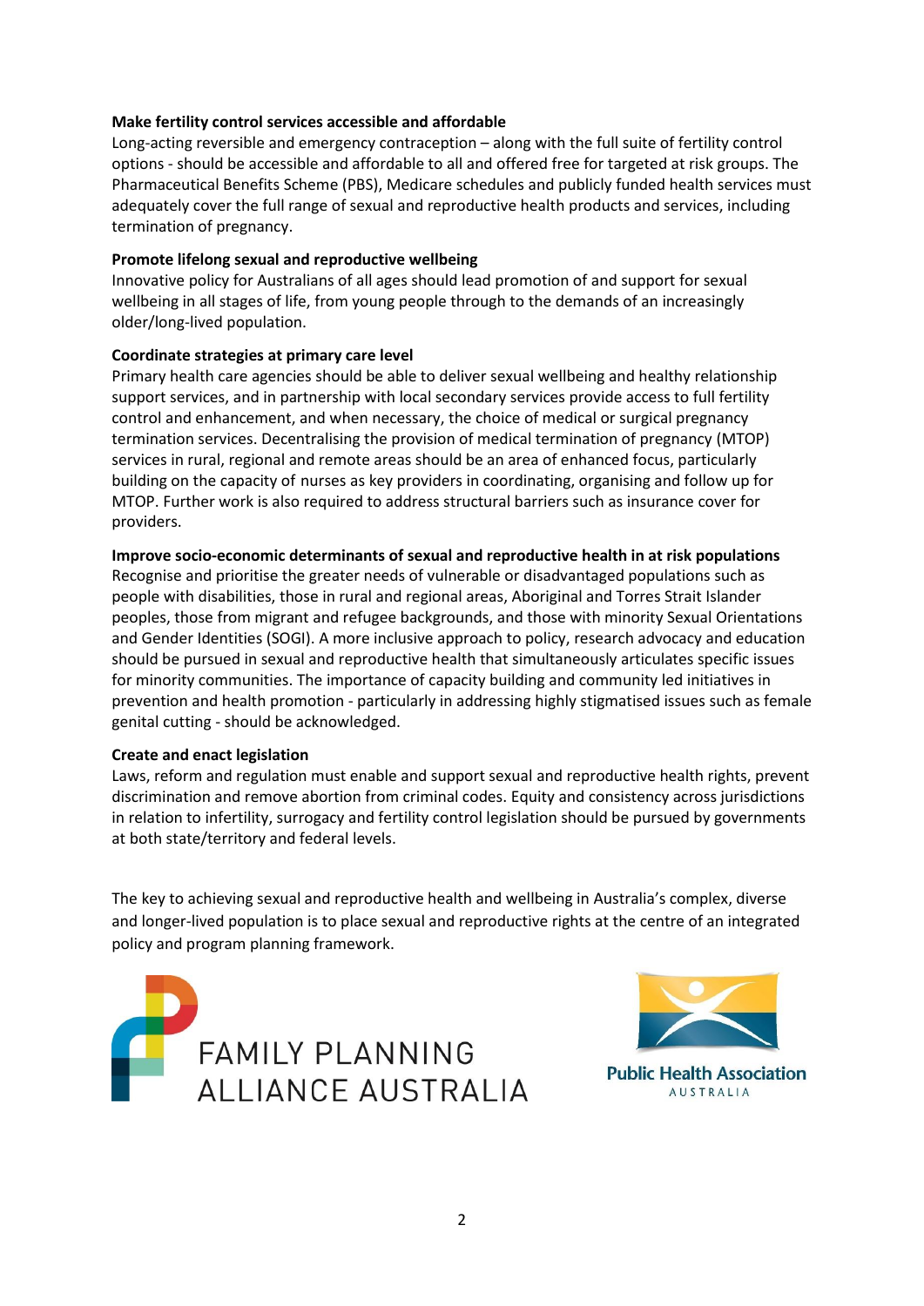**Make fertility control services accessible and affordable**

Long-acting reversible and emergency contraception – along with the full suite of fertility control options - should be accessible and affordable to all and offered free for targeted at risk groups. The Pharmaceutical Benefits Scheme (PBS), Medicare schedules and publicly funded health services must adequately cover the full range of sexual and reproductive health products and services, including termination of pregnancy.

**Promote lifelong sexual and reproductive wellbeing**

Innovative policy for Australians of all ages should lead promotion of and support for sexual wellbeing in all stages of life, from young people through to the demands of an increasingly older/long-lived population.

**Coordinate strategies at primary care level**

Primary health care agencies should be able to deliver sexual wellbeing and healthy relationship support services, and in partnership with local secondary services provide access to full fertility control and enhancement, and when necessary, the choice of medical or surgical pregnancy termination services. Decentralising the provision of medical termination of pregnancy (MTOP) services in rural, regional and remote areas should be an area of enhanced focus, particularly building on the capacity of nurses as key providers in coordinating, organising and follow up for MTOP. Further work is also required to address structural barriers such as insurance cover for providers.

**Improve socio-economic determinants of sexual and reproductive health in at risk populations**

Recognise and prioritise the greater needs of vulnerable or disadvantaged populations such as people with disabilities, those in rural and regional areas, Aboriginal and Torres Strait Islander peoples, those from migrant and refugee backgrounds, and those with minority Sexual Orientations and Gender Identities (SOGI). A more inclusive approach to policy, research advocacy and education should be pursued in sexual and reproductive health that simultaneously articulates specific issues for minority communities. The importance of capacity building and community led initiatives in prevention and health promotion - particularly in addressing highly stigmatised issues such as female genital cutting - should be acknowledged.

**Create and enact legislation**

Laws, reform and regulation must enable and support sexual and reproductive health rights, prevent discrimination and remove abortion from criminal codes. Equity and consistency across jurisdictions in relation to infertility, surrogacy and fertility control legislation should be pursued by governments at both state/territory and federal levels.

The key to achieving sexual and reproductive health and wellbeing in Australia's complex, diverse and longer-lived population is to place sexual and reproductive rights at the centre of an integrated policy and program planning framework.

FAMILY PLANNING ALLIANCE AUSTRALIA

Public Health Association AUSTRALIA